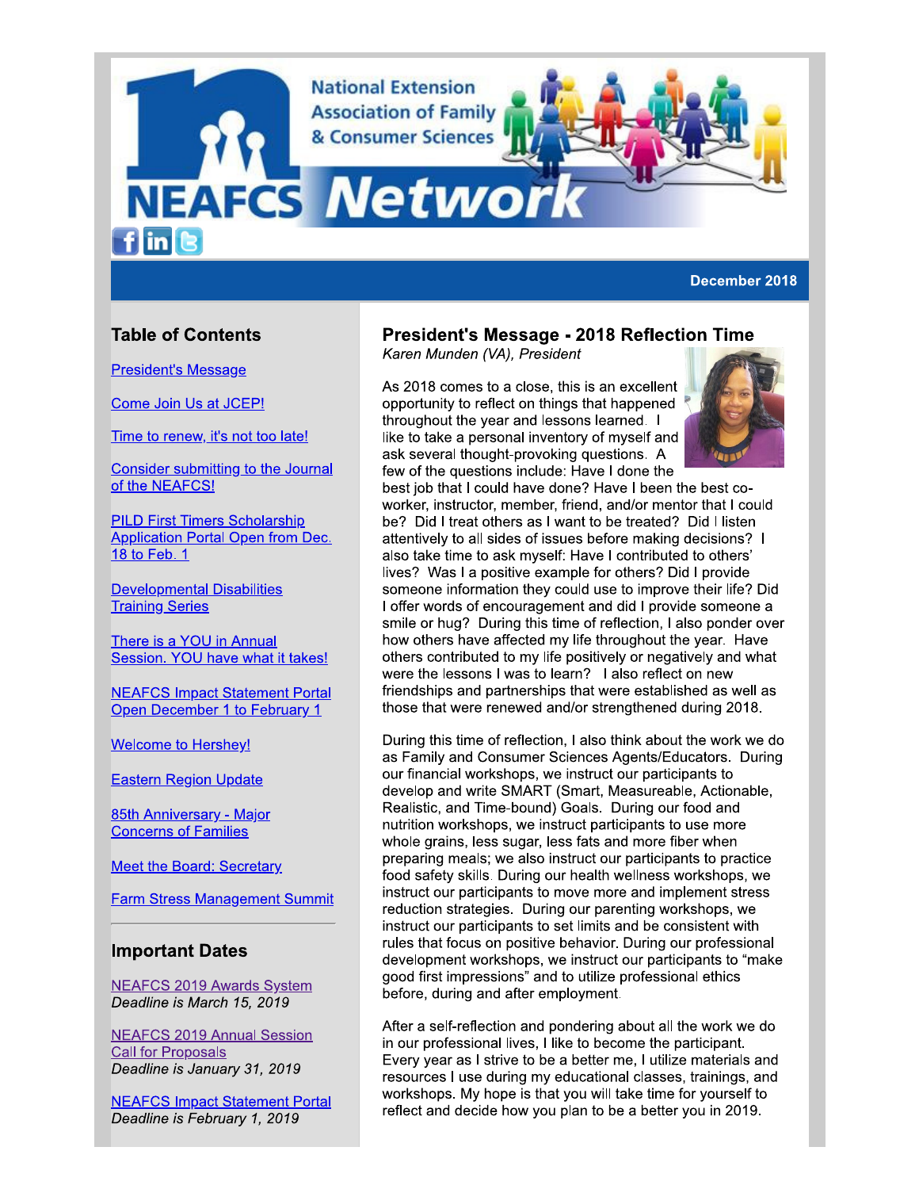National Extension Association of Family & Consumer Sciences

# NEAFCS Network

December 2018

## Table of Contents

President's Message

Come Join Us at JCEP!

Time to renew, it's not too late!

Consider submitting to the Journal of the NEAFCS!

PILD First Timers Scholarship Application Portal Open from Dec. 18 to Feb. 1

Developmental Disabilities Training Series

There is a YOU in Annual Session. YOU have what it takes!

NEAFCS Impact Statement Portal Open December 1 to February 1

Welcome to Hershey!

Eastern Region Update

85th Anniversary - Major Concerns of Families

Meet the Board: Secretary

Farm Stress Management Summit

## Important Dates

NEAFCS 2019 Awards System
*Deadline is March 15, 2019*

NEAFCS 2019 Annual Session Call for Proposals
*Deadline is January 31, 2019*

NEAFCS Impact Statement Portal
*Deadline is February 1, 2019*

## President's Message - 2018 Reflection Time

*Karen Munden (VA), President*

As 2018 comes to a close, this is an excellent opportunity to reflect on things that happened throughout the year and lessons learned. I like to take a personal inventory of myself and ask several thought-provoking questions. A few of the questions include: Have I done the best job that I could have done? Have I been the best co-worker, instructor, member, friend, and/or mentor that I could be? Did I treat others as I want to be treated? Did I listen attentively to all sides of issues before making decisions? I also take time to ask myself: Have I contributed to others' lives? Was I a positive example for others? Did I provide someone information they could use to improve their life? Did I offer words of encouragement and did I provide someone a smile or hug? During this time of reflection, I also ponder over how others have affected my life throughout the year. Have others contributed to my life positively or negatively and what were the lessons I was to learn? I also reflect on new friendships and partnerships that were established as well as those that were renewed and/or strengthened during 2018.

During this time of reflection, I also think about the work we do as Family and Consumer Sciences Agents/Educators. During our financial workshops, we instruct our participants to develop and write SMART (Smart, Measureable, Actionable, Realistic, and Time-bound) Goals. During our food and nutrition workshops, we instruct participants to use more whole grains, less sugar, less fats and more fiber when preparing meals; we also instruct our participants to practice food safety skills. During our health wellness workshops, we instruct our participants to move more and implement stress reduction strategies. During our parenting workshops, we instruct our participants to set limits and be consistent with rules that focus on positive behavior. During our professional development workshops, we instruct our participants to "make good first impressions" and to utilize professional ethics before, during and after employment.

After a self-reflection and pondering about all the work we do in our professional lives, I like to become the participant. Every year as I strive to be a better me, I utilize materials and resources I use during my educational classes, trainings, and workshops. My hope is that you will take time for yourself to reflect and decide how you plan to be a better you in 2019.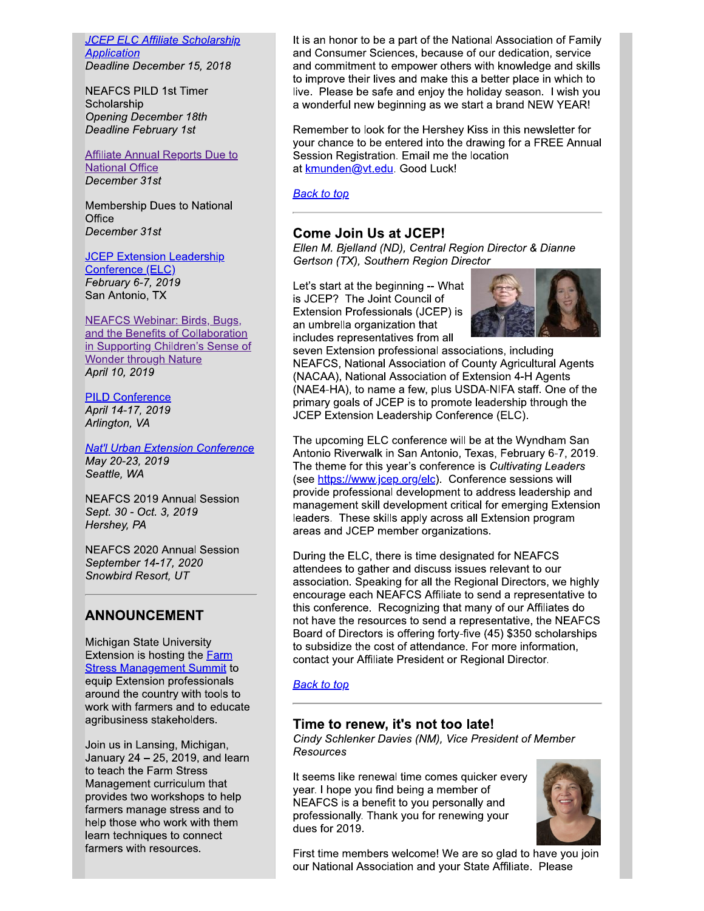[JCEP ELC Affiliate Scholarship Application](#)
*Deadline December 15, 2018*

NEAFCS PILD 1st Timer Scholarship
*Opening December 18th*
*Deadline February 1st*

[Affiliate Annual Reports Due to National Office](#)
*December 31st*

Membership Dues to National Office
*December 31st*

[JCEP Extension Leadership Conference (ELC)](#)
*February 6-7, 2019*
San Antonio, TX

[NEAFCS Webinar: Birds, Bugs, and the Benefits of Collaboration in Supporting Children's Sense of Wonder through Nature](#)
*April 10, 2019*

[PILD Conference](#)
*April 14-17, 2019*
*Arlington, VA*

[*Nat'l Urban Extension Conference*](#)
*May 20-23, 2019*
*Seattle, WA*

NEAFCS 2019 Annual Session
*Sept. 30 - Oct. 3, 2019*
*Hershey, PA*

NEAFCS 2020 Annual Session
*September 14-17, 2020*
*Snowbird Resort, UT*

---

## ANNOUNCEMENT

Michigan State University Extension is hosting the [Farm Stress Management Summit](#) to equip Extension professionals around the country with tools to work with farmers and to educate agribusiness stakeholders.

Join us in Lansing, Michigan, January 24 – 25, 2019, and learn to teach the Farm Stress Management curriculum that provides two workshops to help farmers manage stress and to help those who work with them learn techniques to connect farmers with resources.

It is an honor to be a part of the National Association of Family and Consumer Sciences, because of our dedication, service and commitment to empower others with knowledge and skills to improve their lives and make this a better place in which to live. Please be safe and enjoy the holiday season. I wish you a wonderful new beginning as we start a brand NEW YEAR!

Remember to look for the Hershey Kiss in this newsletter for your chance to be entered into the drawing for a FREE Annual Session Registration. Email me the location at [kmunden@vt.edu](mailto:kmunden@vt.edu). Good Luck!

[*Back to top*](#)

---

## Come Join Us at JCEP!

*Ellen M. Bjelland (ND), Central Region Director & Dianne Gertson (TX), Southern Region Director*

Let's start at the beginning -- What is JCEP? The Joint Council of Extension Professionals (JCEP) is an umbrella organization that includes representatives from all seven Extension professional associations, including NEAFCS, National Association of County Agricultural Agents (NACAA), National Association of Extension 4-H Agents (NAE4-HA), to name a few, plus USDA-NIFA staff. One of the primary goals of JCEP is to promote leadership through the JCEP Extension Leadership Conference (ELC).

The upcoming ELC conference will be at the Wyndham San Antonio Riverwalk in San Antonio, Texas, February 6-7, 2019. The theme for this year's conference is *Cultivating Leaders* (see [https://www.jcep.org/elc](https://www.jcep.org/elc)). Conference sessions will provide professional development to address leadership and management skill development critical for emerging Extension leaders. These skills apply across all Extension program areas and JCEP member organizations.

During the ELC, there is time designated for NEAFCS attendees to gather and discuss issues relevant to our association. Speaking for all the Regional Directors, we highly encourage each NEAFCS Affiliate to send a representative to this conference. Recognizing that many of our Affiliates do not have the resources to send a representative, the NEAFCS Board of Directors is offering forty-five (45) $350 scholarships to subsidize the cost of attendance. For more information, contact your Affiliate President or Regional Director.

[*Back to top*](#)

---

## Time to renew, it's not too late!

*Cindy Schlenker Davies (NM), Vice President of Member Resources*

It seems like renewal time comes quicker every year. I hope you find being a member of NEAFCS is a benefit to you personally and professionally. Thank you for renewing your dues for 2019.

First time members welcome! We are so glad to have you join our National Association and your State Affiliate. Please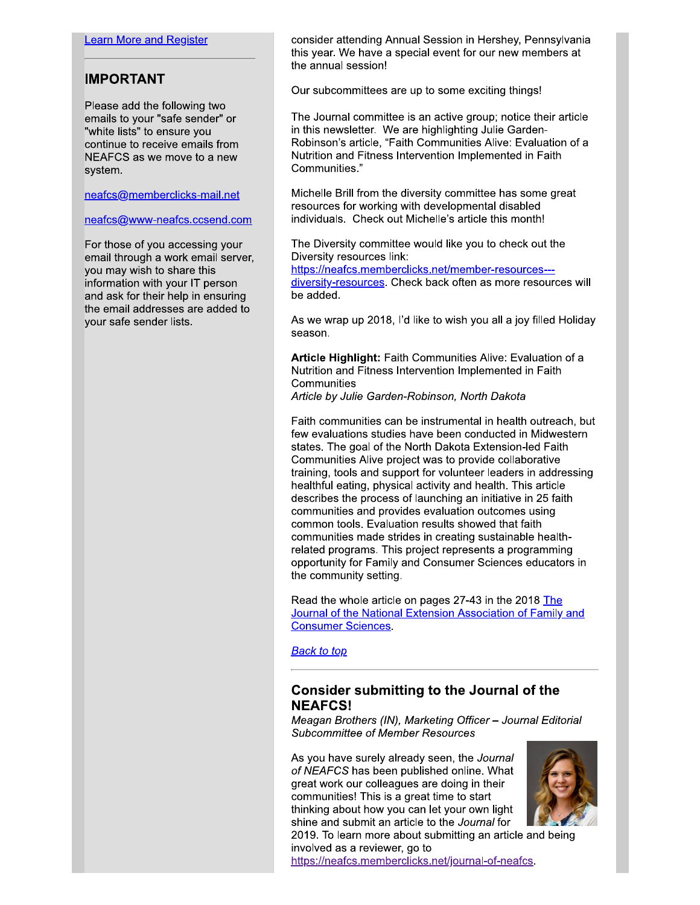[Learn More and Register](#)

---

## IMPORTANT

Please add the following two emails to your "safe sender" or "white lists" to ensure you continue to receive emails from NEAFCS as we move to a new system.

neafcs@memberclicks-mail.net

neafcs@www-neafcs.ccsend.com

For those of you accessing your email through a work email server, you may wish to share this information with your IT person and ask for their help in ensuring the email addresses are added to your safe sender lists.

consider attending Annual Session in Hershey, Pennsylvania this year. We have a special event for our new members at the annual session!

Our subcommittees are up to some exciting things!

The Journal committee is an active group; notice their article in this newsletter. We are highlighting Julie Garden-Robinson's article, "Faith Communities Alive: Evaluation of a Nutrition and Fitness Intervention Implemented in Faith Communities."

Michelle Brill from the diversity committee has some great resources for working with developmental disabled individuals. Check out Michelle's article this month!

The Diversity committee would like you to check out the Diversity resources link: https://neafcs.memberclicks.net/member-resources---diversity-resources. Check back often as more resources will be added.

As we wrap up 2018, I'd like to wish you all a joy filled Holiday season.

**Article Highlight:** Faith Communities Alive: Evaluation of a Nutrition and Fitness Intervention Implemented in Faith Communities
*Article by Julie Garden-Robinson, North Dakota*

Faith communities can be instrumental in health outreach, but few evaluations studies have been conducted in Midwestern states. The goal of the North Dakota Extension-led Faith Communities Alive project was to provide collaborative training, tools and support for volunteer leaders in addressing healthful eating, physical activity and health. This article describes the process of launching an initiative in 25 faith communities and provides evaluation outcomes using common tools. Evaluation results showed that faith communities made strides in creating sustainable health-related programs. This project represents a programming opportunity for Family and Consumer Sciences educators in the community setting.

Read the whole article on pages 27-43 in the 2018 [The Journal of the National Extension Association of Family and Consumer Sciences](#).

*[Back to top](#)*

---

## Consider submitting to the Journal of the NEAFCS!

*Meagan Brothers (IN), Marketing Officer – Journal Editorial Subcommittee of Member Resources*

As you have surely already seen, the *Journal of NEAFCS* has been published online. What great work our colleagues are doing in their communities! This is a great time to start thinking about how you can let your own light shine and submit an article to the *Journal* for 2019. To learn more about submitting an article and being involved as a reviewer, go to https://neafcs.memberclicks.net/journal-of-neafcs.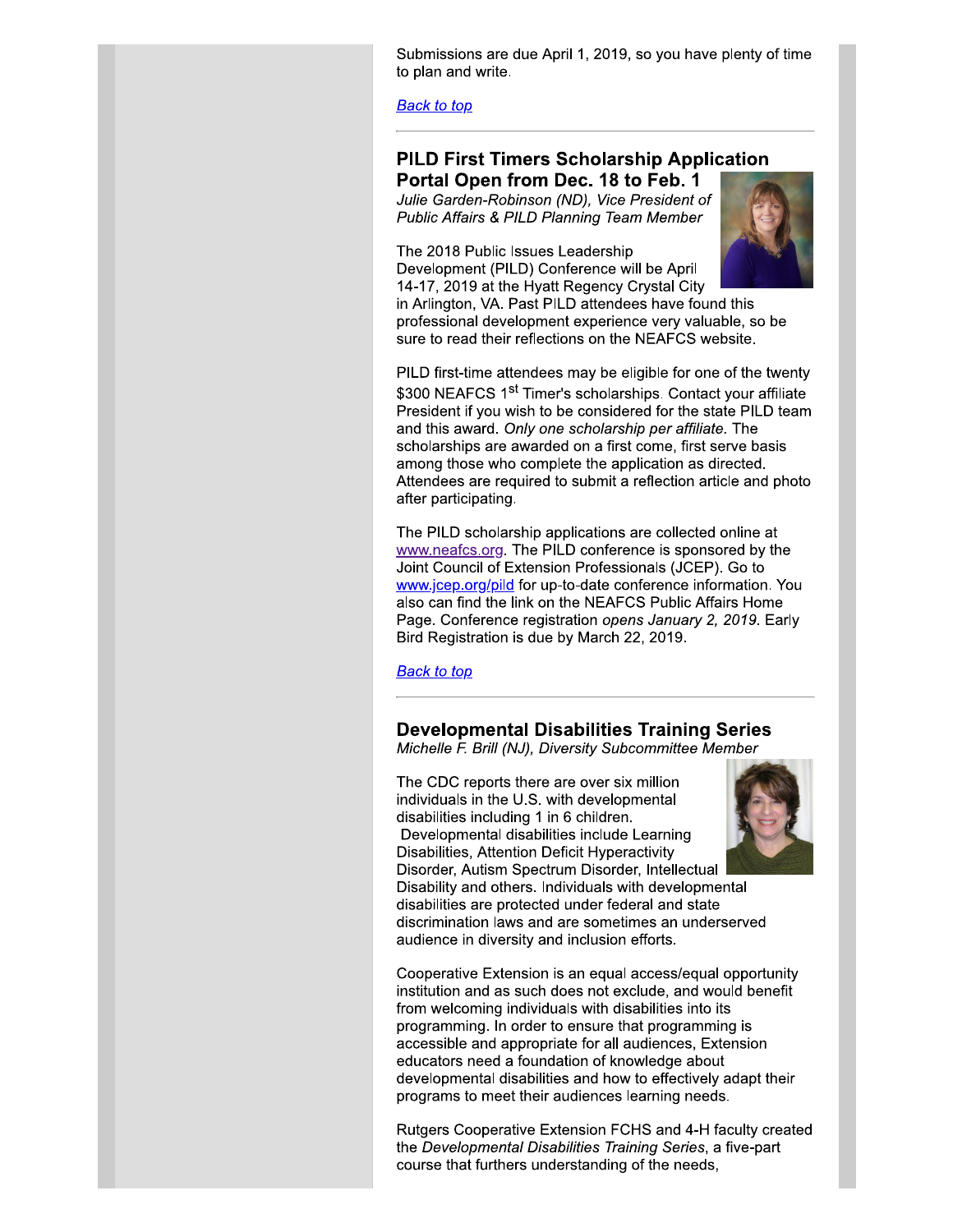Submissions are due April 1, 2019, so you have plenty of time to plan and write.

*Back to top*

---

## PILD First Timers Scholarship Application Portal Open from Dec. 18 to Feb. 1

*Julie Garden-Robinson (ND), Vice President of Public Affairs & PILD Planning Team Member*

The 2018 Public Issues Leadership Development (PILD) Conference will be April 14-17, 2019 at the Hyatt Regency Crystal City in Arlington, VA. Past PILD attendees have found this professional development experience very valuable, so be sure to read their reflections on the NEAFCS website.

PILD first-time attendees may be eligible for one of the twenty $300 NEAFCS 1st Timer's scholarships. Contact your affiliate President if you wish to be considered for the state PILD team and this award. *Only one scholarship per affiliate.* The scholarships are awarded on a first come, first serve basis among those who complete the application as directed. Attendees are required to submit a reflection article and photo after participating.

The PILD scholarship applications are collected online at www.neafcs.org. The PILD conference is sponsored by the Joint Council of Extension Professionals (JCEP). Go to www.jcep.org/pild for up-to-date conference information. You also can find the link on the NEAFCS Public Affairs Home Page. Conference registration *opens January 2, 2019*. Early Bird Registration is due by March 22, 2019.

*Back to top*

---

## Developmental Disabilities Training Series

*Michelle F. Brill (NJ), Diversity Subcommittee Member*

The CDC reports there are over six million individuals in the U.S. with developmental disabilities including 1 in 6 children. Developmental disabilities include Learning Disabilities, Attention Deficit Hyperactivity Disorder, Autism Spectrum Disorder, Intellectual Disability and others. Individuals with developmental disabilities are protected under federal and state discrimination laws and are sometimes an underserved audience in diversity and inclusion efforts.

Cooperative Extension is an equal access/equal opportunity institution and as such does not exclude, and would benefit from welcoming individuals with disabilities into its programming. In order to ensure that programming is accessible and appropriate for all audiences, Extension educators need a foundation of knowledge about developmental disabilities and how to effectively adapt their programs to meet their audiences learning needs.

Rutgers Cooperative Extension FCHS and 4-H faculty created the *Developmental Disabilities Training Series*, a five-part course that furthers understanding of the needs,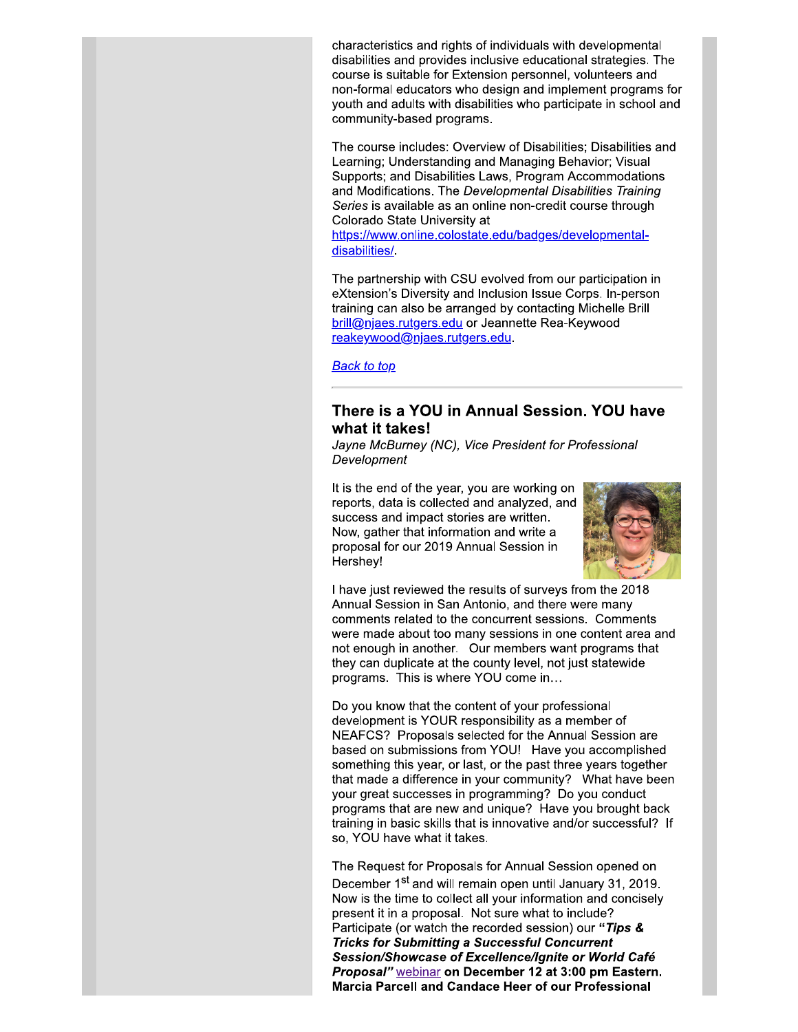characteristics and rights of individuals with developmental disabilities and provides inclusive educational strategies. The course is suitable for Extension personnel, volunteers and non-formal educators who design and implement programs for youth and adults with disabilities who participate in school and community-based programs.

The course includes: Overview of Disabilities; Disabilities and Learning; Understanding and Managing Behavior; Visual Supports; and Disabilities Laws, Program Accommodations and Modifications. The *Developmental Disabilities Training Series* is available as an online non-credit course through Colorado State University at https://www.online.colostate.edu/badges/developmental-disabilities/.

The partnership with CSU evolved from our participation in eXtension's Diversity and Inclusion Issue Corps. In-person training can also be arranged by contacting Michelle Brill brill@njaes.rutgers.edu or Jeannette Rea-Keywood reakeywood@njaes.rutgers.edu.

*Back to top*

---

## There is a YOU in Annual Session. YOU have what it takes!

*Jayne McBurney (NC), Vice President for Professional Development*

It is the end of the year, you are working on reports, data is collected and analyzed, and success and impact stories are written. Now, gather that information and write a proposal for our 2019 Annual Session in Hershey!

I have just reviewed the results of surveys from the 2018 Annual Session in San Antonio, and there were many comments related to the concurrent sessions. Comments were made about too many sessions in one content area and not enough in another. Our members want programs that they can duplicate at the county level, not just statewide programs. This is where YOU come in…

Do you know that the content of your professional development is YOUR responsibility as a member of NEAFCS? Proposals selected for the Annual Session are based on submissions from YOU! Have you accomplished something this year, or last, or the past three years together that made a difference in your community? What have been your great successes in programming? Do you conduct programs that are new and unique? Have you brought back training in basic skills that is innovative and/or successful? If so, YOU have what it takes.

The Request for Proposals for Annual Session opened on December 1st and will remain open until January 31, 2019. Now is the time to collect all your information and concisely present it in a proposal. Not sure what to include? Participate (or watch the recorded session) our ***"Tips & Tricks for Submitting a Successful Concurrent Session/Showcase of Excellence/Ignite or World Café Proposal"*** webinar **on December 12 at 3:00 pm Eastern. Marcia Parcell and Candace Heer of our Professional**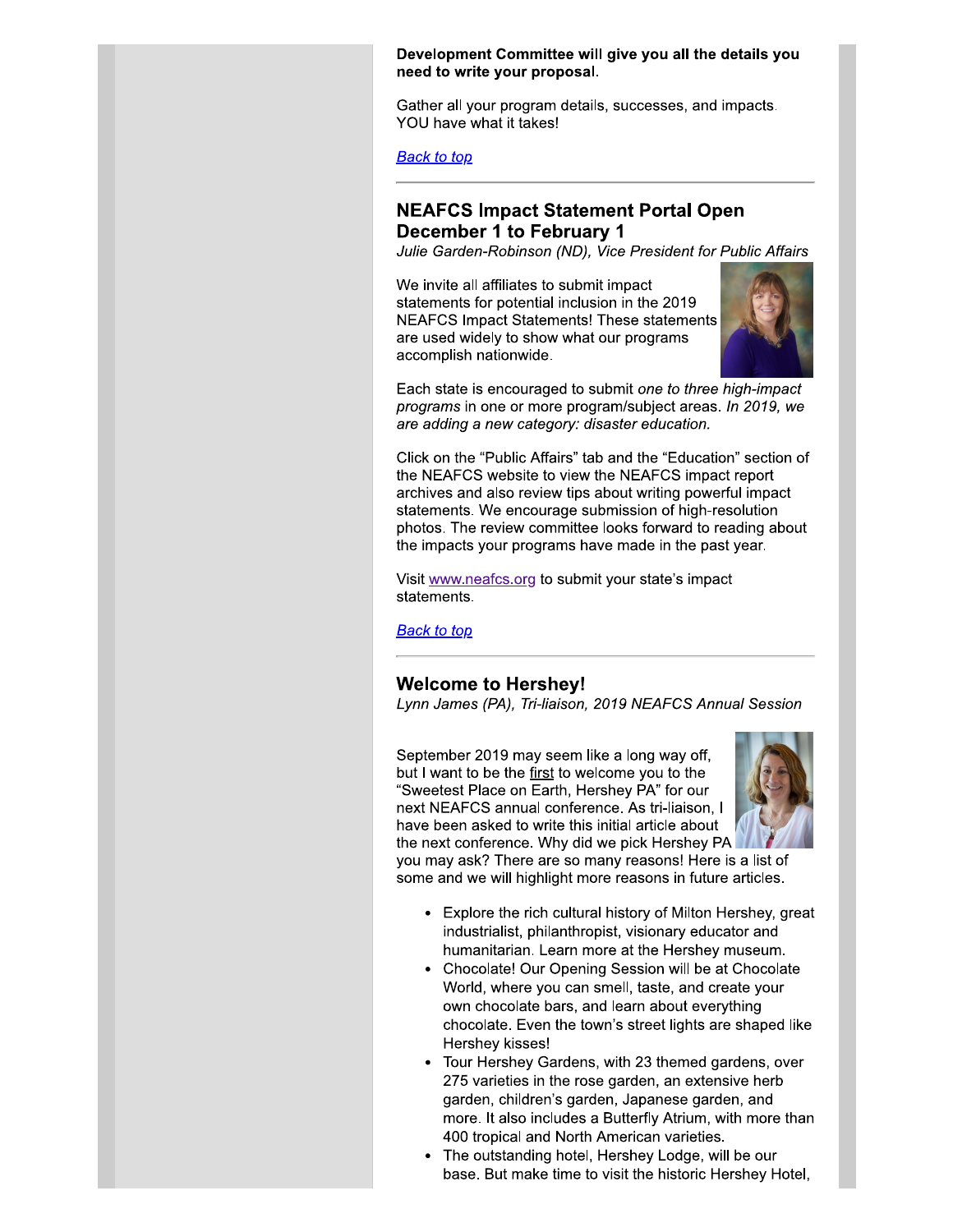**Development Committee will give you all the details you need to write your proposal.**

Gather all your program details, successes, and impacts. YOU have what it takes!

*Back to top*

---

## NEAFCS Impact Statement Portal Open December 1 to February 1

*Julie Garden-Robinson (ND), Vice President for Public Affairs*

We invite all affiliates to submit impact statements for potential inclusion in the 2019 NEAFCS Impact Statements! These statements are used widely to show what our programs accomplish nationwide.

Each state is encouraged to submit *one to three high-impact programs* in one or more program/subject areas. *In 2019, we are adding a new category: disaster education.*

Click on the "Public Affairs" tab and the "Education" section of the NEAFCS website to view the NEAFCS impact report archives and also review tips about writing powerful impact statements. We encourage submission of high-resolution photos. The review committee looks forward to reading about the impacts your programs have made in the past year.

Visit www.neafcs.org to submit your state's impact statements.

*Back to top*

---

## Welcome to Hershey!

*Lynn James (PA), Tri-liaison, 2019 NEAFCS Annual Session*

September 2019 may seem like a long way off, but I want to be the first to welcome you to the "Sweetest Place on Earth, Hershey PA" for our next NEAFCS annual conference. As tri-liaison, I have been asked to write this initial article about the next conference. Why did we pick Hershey PA you may ask? There are so many reasons! Here is a list of some and we will highlight more reasons in future articles.

- Explore the rich cultural history of Milton Hershey, great industrialist, philanthropist, visionary educator and humanitarian. Learn more at the Hershey museum.
- Chocolate! Our Opening Session will be at Chocolate World, where you can smell, taste, and create your own chocolate bars, and learn about everything chocolate. Even the town's street lights are shaped like Hershey kisses!
- Tour Hershey Gardens, with 23 themed gardens, over 275 varieties in the rose garden, an extensive herb garden, children's garden, Japanese garden, and more. It also includes a Butterfly Atrium, with more than 400 tropical and North American varieties.
- The outstanding hotel, Hershey Lodge, will be our base. But make time to visit the historic Hershey Hotel,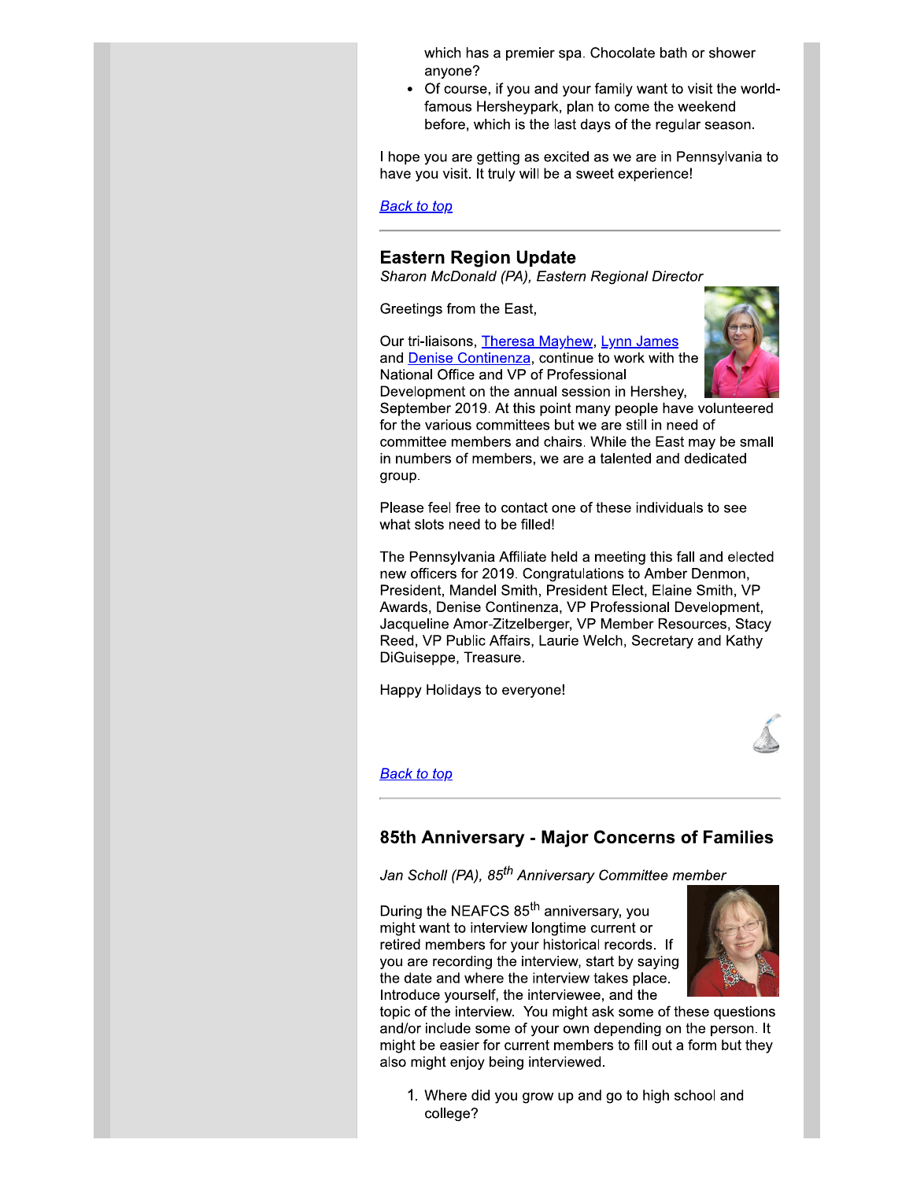which has a premier spa. Chocolate bath or shower anyone?

- Of course, if you and your family want to visit the world-famous Hersheypark, plan to come the weekend before, which is the last days of the regular season.

I hope you are getting as excited as we are in Pennsylvania to have you visit. It truly will be a sweet experience!

*Back to top*

---

## Eastern Region Update

*Sharon McDonald (PA), Eastern Regional Director*

Greetings from the East,

Our tri-liaisons, Theresa Mayhew, Lynn James and Denise Continenza, continue to work with the National Office and VP of Professional Development on the annual session in Hershey, September 2019. At this point many people have volunteered for the various committees but we are still in need of committee members and chairs. While the East may be small in numbers of members, we are a talented and dedicated group.

Please feel free to contact one of these individuals to see what slots need to be filled!

The Pennsylvania Affiliate held a meeting this fall and elected new officers for 2019. Congratulations to Amber Denmon, President, Mandel Smith, President Elect, Elaine Smith, VP Awards, Denise Continenza, VP Professional Development, Jacqueline Amor-Zitzelberger, VP Member Resources, Stacy Reed, VP Public Affairs, Laurie Welch, Secretary and Kathy DiGuiseppe, Treasure.

Happy Holidays to everyone!

*Back to top*

---

## 85th Anniversary - Major Concerns of Families

*Jan Scholl (PA), 85th Anniversary Committee member*

During the NEAFCS 85th anniversary, you might want to interview longtime current or retired members for your historical records. If you are recording the interview, start by saying the date and where the interview takes place. Introduce yourself, the interviewee, and the topic of the interview. You might ask some of these questions and/or include some of your own depending on the person. It might be easier for current members to fill out a form but they also might enjoy being interviewed.

1. Where did you grow up and go to high school and college?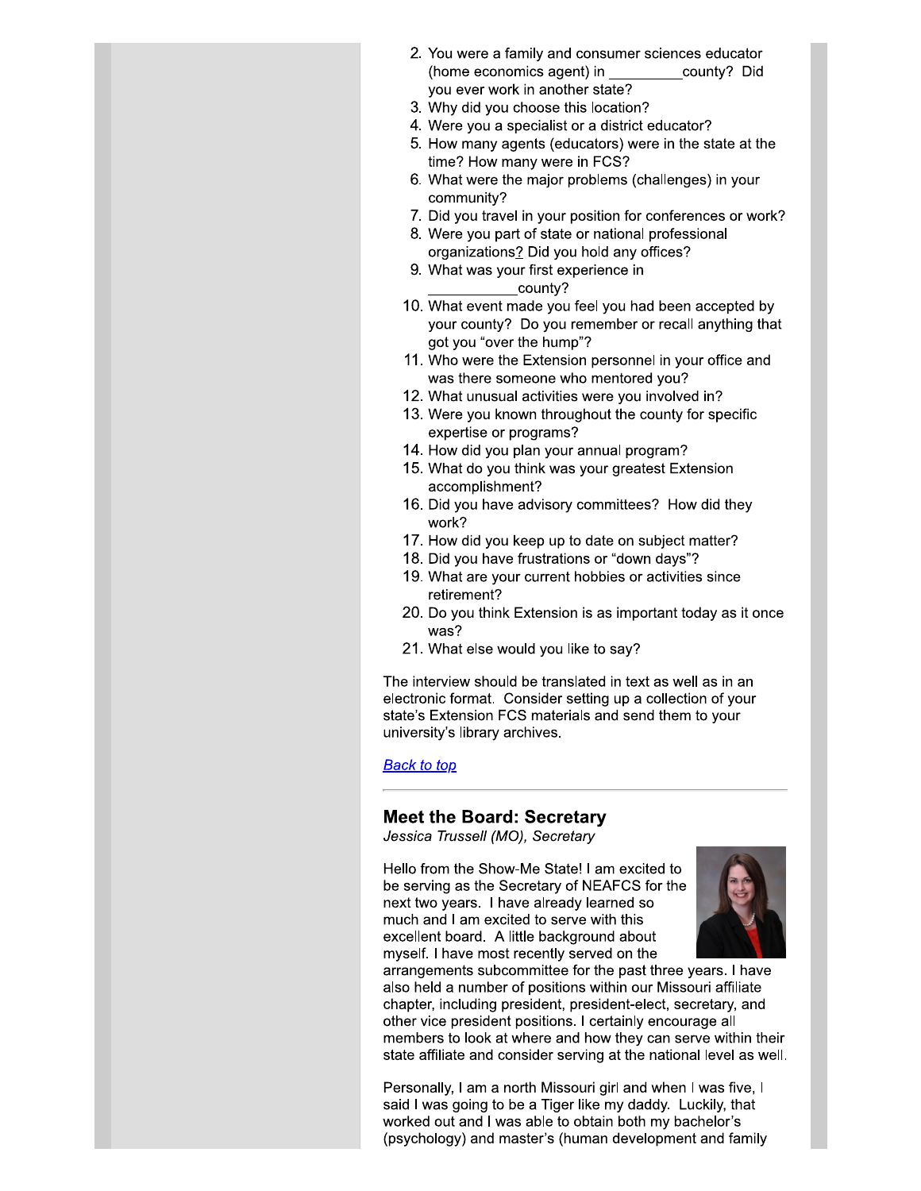2. You were a family and consumer sciences educator (home economics agent) in _________county? Did you ever work in another state?
3. Why did you choose this location?
4. Were you a specialist or a district educator?
5. How many agents (educators) were in the state at the time? How many were in FCS?
6. What were the major problems (challenges) in your community?
7. Did you travel in your position for conferences or work?
8. Were you part of state or national professional organizations? Did you hold any offices?
9. What was your first experience in ___________county?
10. What event made you feel you had been accepted by your county? Do you remember or recall anything that got you "over the hump"?
11. Who were the Extension personnel in your office and was there someone who mentored you?
12. What unusual activities were you involved in?
13. Were you known throughout the county for specific expertise or programs?
14. How did you plan your annual program?
15. What do you think was your greatest Extension accomplishment?
16. Did you have advisory committees? How did they work?
17. How did you keep up to date on subject matter?
18. Did you have frustrations or "down days"?
19. What are your current hobbies or activities since retirement?
20. Do you think Extension is as important today as it once was?
21. What else would you like to say?

The interview should be translated in text as well as in an electronic format. Consider setting up a collection of your state's Extension FCS materials and send them to your university's library archives.

Back to top

---

## Meet the Board: Secretary

*Jessica Trussell (MO), Secretary*

Hello from the Show-Me State! I am excited to be serving as the Secretary of NEAFCS for the next two years. I have already learned so much and I am excited to serve with this excellent board. A little background about myself. I have most recently served on the arrangements subcommittee for the past three years. I have also held a number of positions within our Missouri affiliate chapter, including president, president-elect, secretary, and other vice president positions. I certainly encourage all members to look at where and how they can serve within their state affiliate and consider serving at the national level as well.

Personally, I am a north Missouri girl and when I was five, I said I was going to be a Tiger like my daddy. Luckily, that worked out and I was able to obtain both my bachelor's (psychology) and master's (human development and family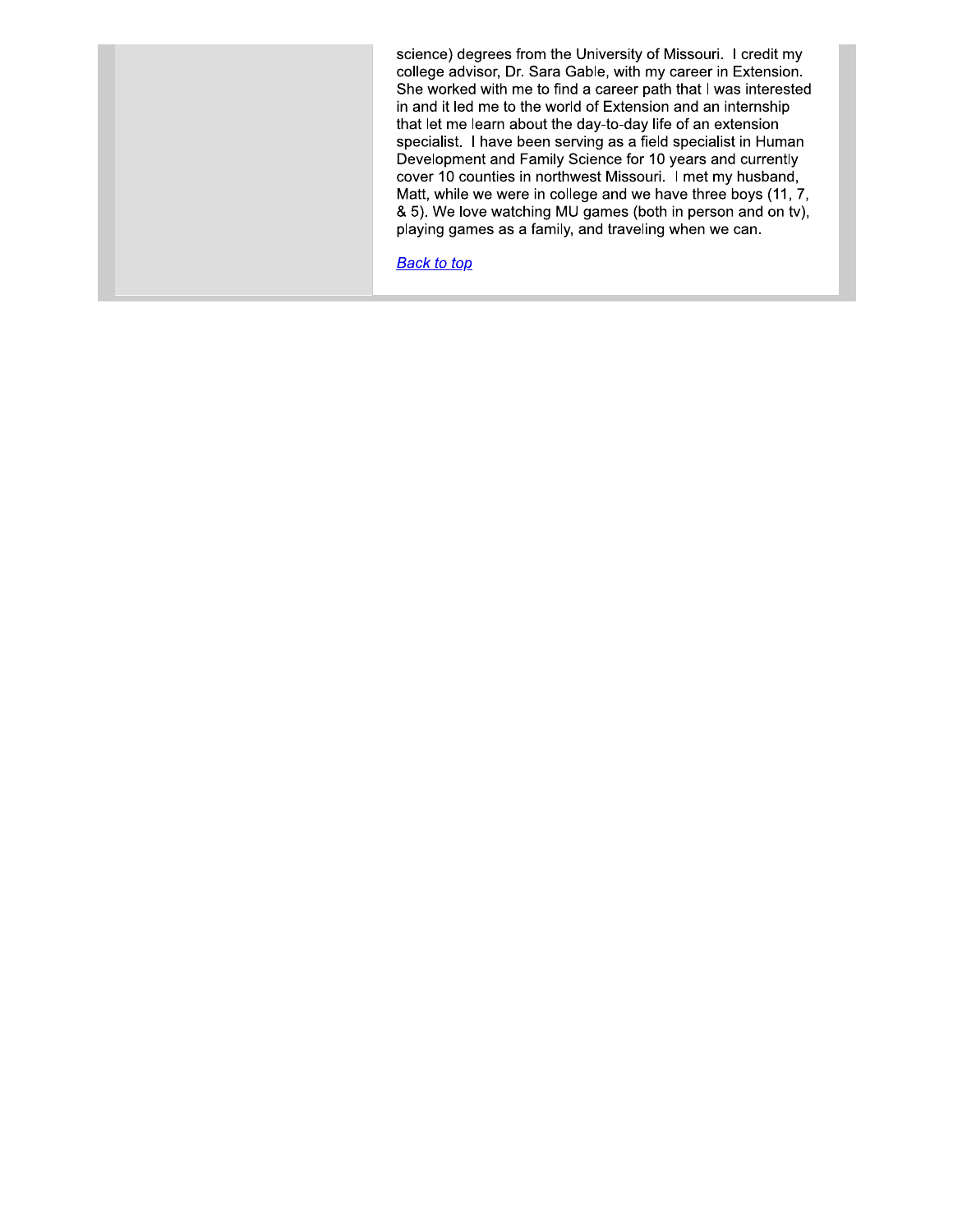science) degrees from the University of Missouri. I credit my college advisor, Dr. Sara Gable, with my career in Extension. She worked with me to find a career path that I was interested in and it led me to the world of Extension and an internship that let me learn about the day-to-day life of an extension specialist. I have been serving as a field specialist in Human Development and Family Science for 10 years and currently cover 10 counties in northwest Missouri. I met my husband, Matt, while we were in college and we have three boys (11, 7, & 5). We love watching MU games (both in person and on tv), playing games as a family, and traveling when we can.

*Back to top*